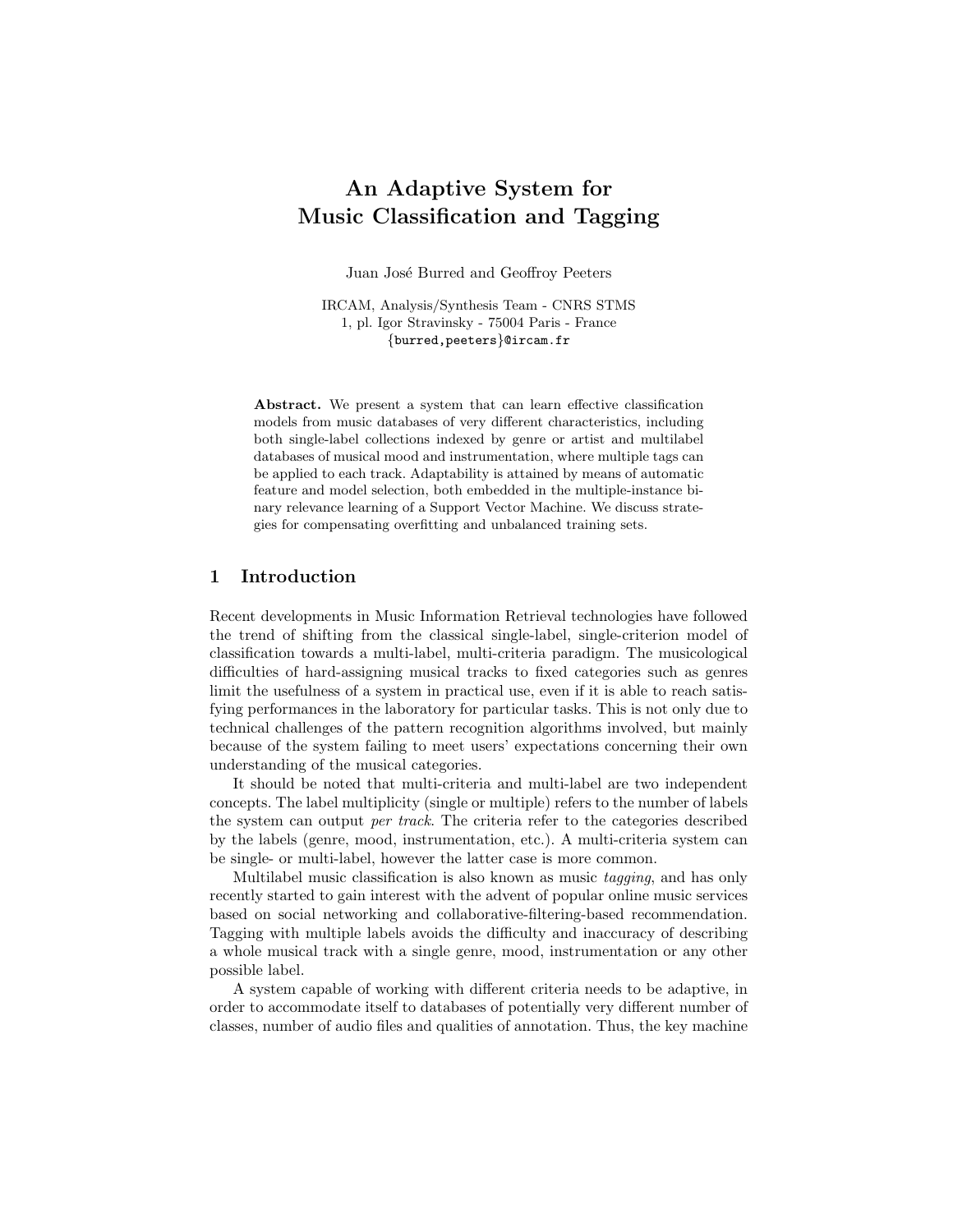# An Adaptive System for Music Classification and Tagging

Juan José Burred and Geoffroy Peeters

IRCAM, Analysis/Synthesis Team - CNRS STMS
1, pl. Igor Stravinsky - 75004 Paris - France
{burred,peeters}@ircam.fr

**Abstract.** We present a system that can learn effective classification models from music databases of very different characteristics, including both single-label collections indexed by genre or artist and multilabel databases of musical mood and instrumentation, where multiple tags can be applied to each track. Adaptability is attained by means of automatic feature and model selection, both embedded in the multiple-instance binary relevance learning of a Support Vector Machine. We discuss strategies for compensating overfitting and unbalanced training sets.

## 1 Introduction

Recent developments in Music Information Retrieval technologies have followed the trend of shifting from the classical single-label, single-criterion model of classification towards a multi-label, multi-criteria paradigm. The musicological difficulties of hard-assigning musical tracks to fixed categories such as genres limit the usefulness of a system in practical use, even if it is able to reach satisfying performances in the laboratory for particular tasks. This is not only due to technical challenges of the pattern recognition algorithms involved, but mainly because of the system failing to meet users' expectations concerning their own understanding of the musical categories.

It should be noted that multi-criteria and multi-label are two independent concepts. The label multiplicity (single or multiple) refers to the number of labels the system can output *per track*. The criteria refer to the categories described by the labels (genre, mood, instrumentation, etc.). A multi-criteria system can be single- or multi-label, however the latter case is more common.

Multilabel music classification is also known as music *tagging*, and has only recently started to gain interest with the advent of popular online music services based on social networking and collaborative-filtering-based recommendation. Tagging with multiple labels avoids the difficulty and inaccuracy of describing a whole musical track with a single genre, mood, instrumentation or any other possible label.

A system capable of working with different criteria needs to be adaptive, in order to accommodate itself to databases of potentially very different number of classes, number of audio files and qualities of annotation. Thus, the key machine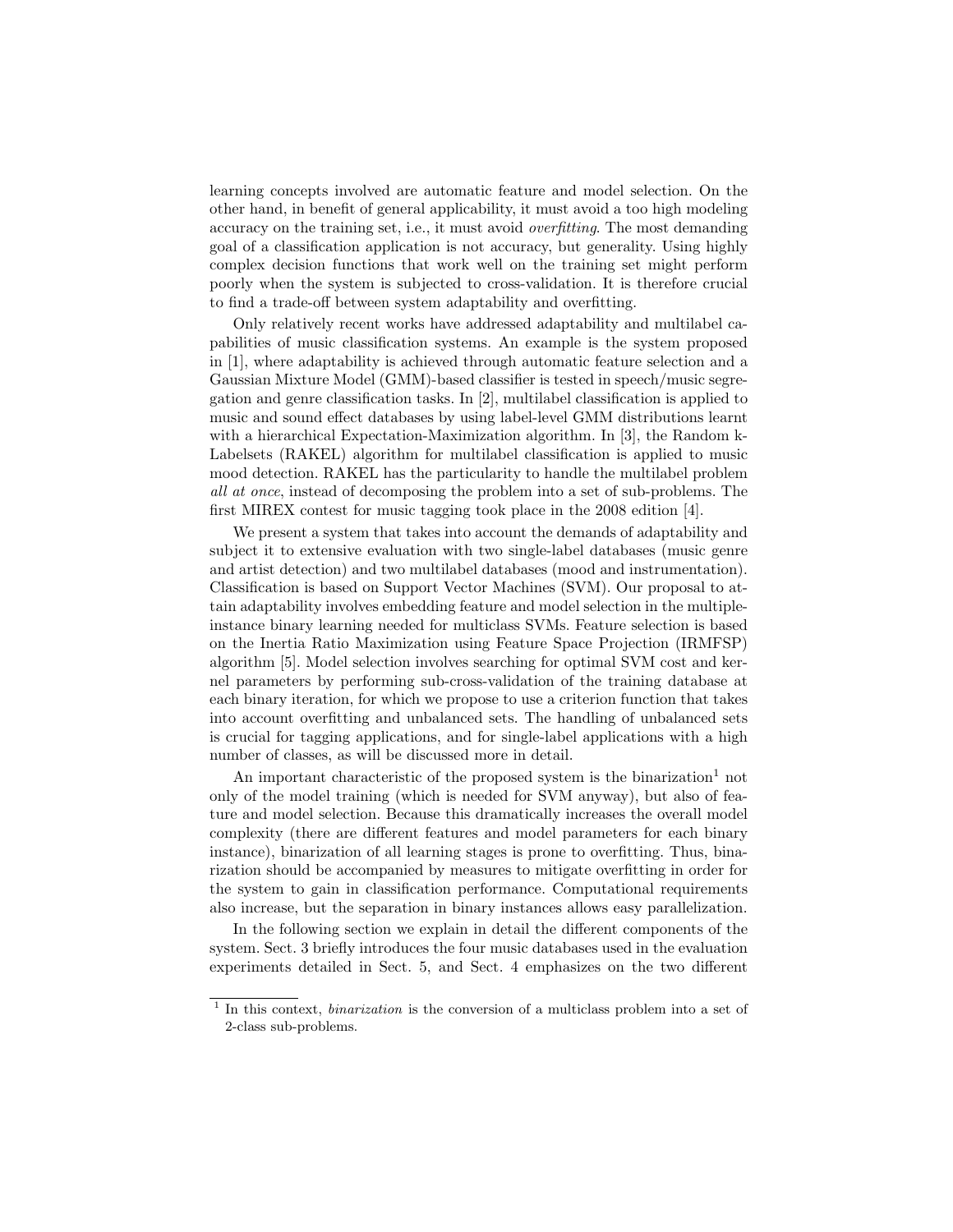learning concepts involved are automatic feature and model selection. On the other hand, in benefit of general applicability, it must avoid a too high modeling accuracy on the training set, i.e., it must avoid *overfitting*. The most demanding goal of a classification application is not accuracy, but generality. Using highly complex decision functions that work well on the training set might perform poorly when the system is subjected to cross-validation. It is therefore crucial to find a trade-off between system adaptability and overfitting.

Only relatively recent works have addressed adaptability and multilabel capabilities of music classification systems. An example is the system proposed in [1], where adaptability is achieved through automatic feature selection and a Gaussian Mixture Model (GMM)-based classifier is tested in speech/music segregation and genre classification tasks. In [2], multilabel classification is applied to music and sound effect databases by using label-level GMM distributions learnt with a hierarchical Expectation-Maximization algorithm. In [3], the Random k-Labelsets (RAKEL) algorithm for multilabel classification is applied to music mood detection. RAKEL has the particularity to handle the multilabel problem *all at once*, instead of decomposing the problem into a set of sub-problems. The first MIREX contest for music tagging took place in the 2008 edition [4].

We present a system that takes into account the demands of adaptability and subject it to extensive evaluation with two single-label databases (music genre and artist detection) and two multilabel databases (mood and instrumentation). Classification is based on Support Vector Machines (SVM). Our proposal to attain adaptability involves embedding feature and model selection in the multiple-instance binary learning needed for multiclass SVMs. Feature selection is based on the Inertia Ratio Maximization using Feature Space Projection (IRMFSP) algorithm [5]. Model selection involves searching for optimal SVM cost and kernel parameters by performing sub-cross-validation of the training database at each binary iteration, for which we propose to use a criterion function that takes into account overfitting and unbalanced sets. The handling of unbalanced sets is crucial for tagging applications, and for single-label applications with a high number of classes, as will be discussed more in detail.

An important characteristic of the proposed system is the binarization[1] not only of the model training (which is needed for SVM anyway), but also of feature and model selection. Because this dramatically increases the overall model complexity (there are different features and model parameters for each binary instance), binarization of all learning stages is prone to overfitting. Thus, binarization should be accompanied by measures to mitigate overfitting in order for the system to gain in classification performance. Computational requirements also increase, but the separation in binary instances allows easy parallelization.

In the following section we explain in detail the different components of the system. Sect. 3 briefly introduces the four music databases used in the evaluation experiments detailed in Sect. 5, and Sect. 4 emphasizes on the two different

[1] In this context, *binarization* is the conversion of a multiclass problem into a set of 2-class sub-problems.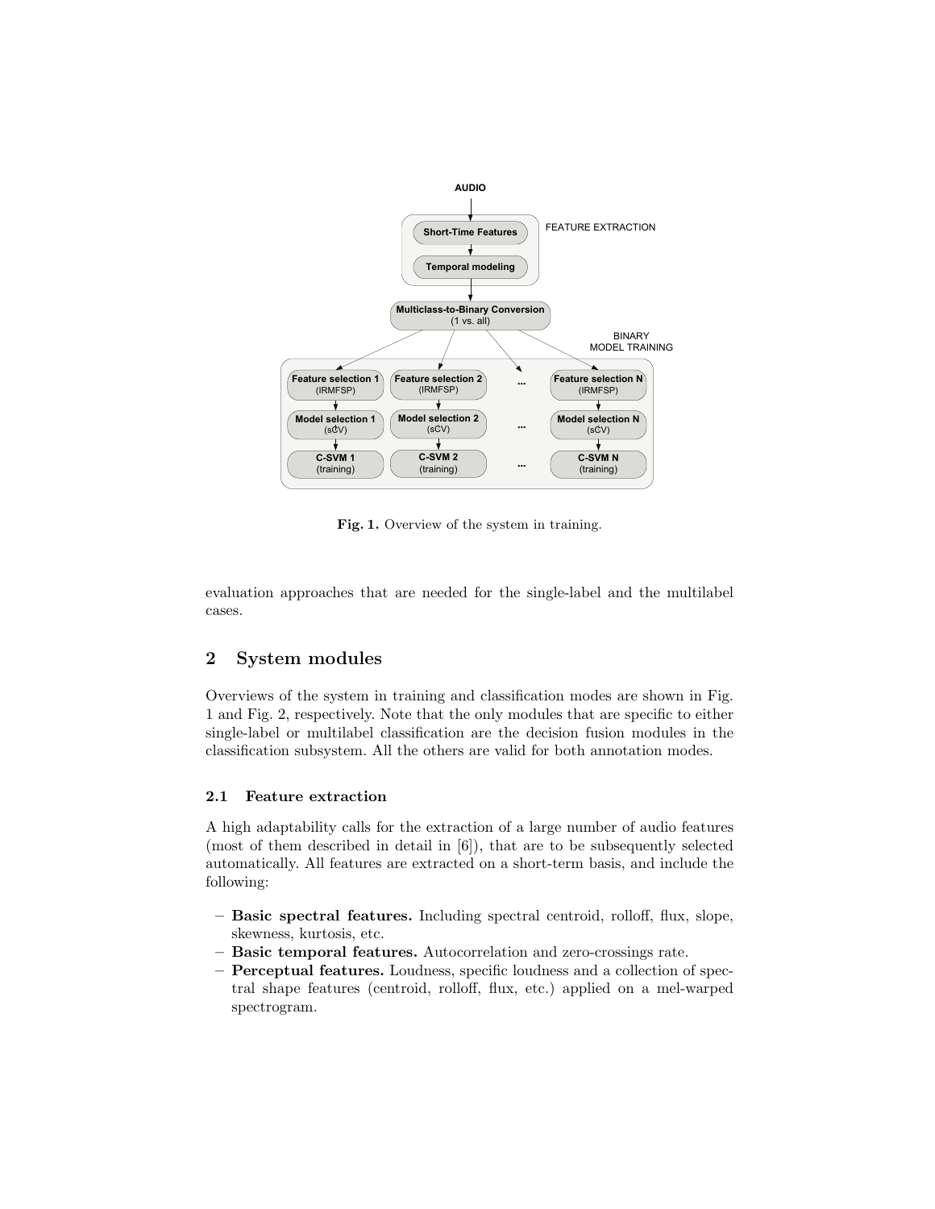Fig. 1. Overview of the system in training.

evaluation approaches that are needed for the single-label and the multilabel cases.

## 2 System modules

Overviews of the system in training and classification modes are shown in Fig. 1 and Fig. 2, respectively. Note that the only modules that are specific to either single-label or multilabel classification are the decision fusion modules in the classification subsystem. All the others are valid for both annotation modes.

### 2.1 Feature extraction

A high adaptability calls for the extraction of a large number of audio features (most of them described in detail in [6]), that are to be subsequently selected automatically. All features are extracted on a short-term basis, and include the following:

- **Basic spectral features.** Including spectral centroid, rolloff, flux, slope, skewness, kurtosis, etc.
- **Basic temporal features.** Autocorrelation and zero-crossings rate.
- **Perceptual features.** Loudness, specific loudness and a collection of spectral shape features (centroid, rolloff, flux, etc.) applied on a mel-warped spectrogram.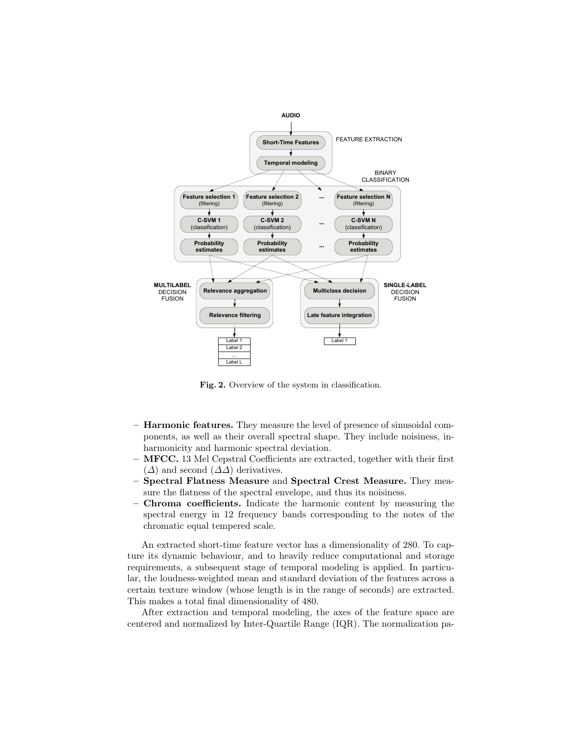**Fig. 2.** Overview of the system in classification.

- **Harmonic features.** They measure the level of presence of sinusoidal components, as well as their overall spectral shape. They include noisiness, inharmonicity and harmonic spectral deviation.
- **MFCC.** 13 Mel Cepstral Coefficients are extracted, together with their first ($\Delta$) and second ($\Delta\Delta$) derivatives.
- **Spectral Flatness Measure** and **Spectral Crest Measure.** They measure the flatness of the spectral envelope, and thus its noisiness.
- **Chroma coefficients.** Indicate the harmonic content by measuring the spectral energy in 12 frequency bands corresponding to the notes of the chromatic equal tempered scale.

An extracted short-time feature vector has a dimensionality of 280. To capture its dynamic behaviour, and to heavily reduce computational and storage requirements, a subsequent stage of temporal modeling is applied. In particular, the loudness-weighted mean and standard deviation of the features across a certain texture window (whose length is in the range of seconds) are extracted. This makes a total final dimensionality of 480.

After extraction and temporal modeling, the axes of the feature space are centered and normalized by Inter-Quartile Range (IQR). The normalization pa-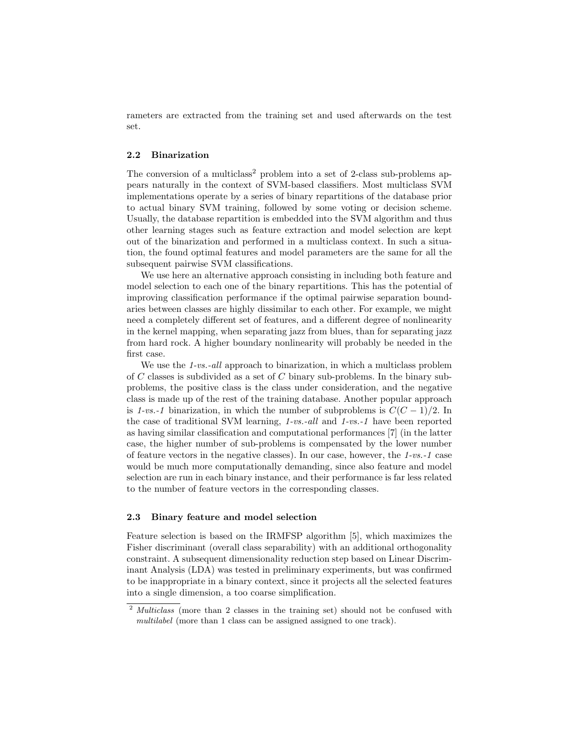rameters are extracted from the training set and used afterwards on the test set.

### 2.2 Binarization

The conversion of a multiclass[2] problem into a set of 2-class sub-problems appears naturally in the context of SVM-based classifiers. Most multiclass SVM implementations operate by a series of binary repartitions of the database prior to actual binary SVM training, followed by some voting or decision scheme. Usually, the database repartition is embedded into the SVM algorithm and thus other learning stages such as feature extraction and model selection are kept out of the binarization and performed in a multiclass context. In such a situation, the found optimal features and model parameters are the same for all the subsequent pairwise SVM classifications.

We use here an alternative approach consisting in including both feature and model selection to each one of the binary repartitions. This has the potential of improving classification performance if the optimal pairwise separation boundaries between classes are highly dissimilar to each other. For example, we might need a completely different set of features, and a different degree of nonlinearity in the kernel mapping, when separating jazz from blues, than for separating jazz from hard rock. A higher boundary nonlinearity will probably be needed in the first case.

We use the *1-vs.-all* approach to binarization, in which a multiclass problem of $C$ classes is subdivided as a set of $C$ binary sub-problems. In the binary sub-problems, the positive class is the class under consideration, and the negative class is made up of the rest of the training database. Another popular approach is *1-vs.-1* binarization, in which the number of subproblems is $C(C-1)/2$. In the case of traditional SVM learning, *1-vs.-all* and *1-vs.-1* have been reported as having similar classification and computational performances [7] (in the latter case, the higher number of sub-problems is compensated by the lower number of feature vectors in the negative classes). In our case, however, the *1-vs.-1* case would be much more computationally demanding, since also feature and model selection are run in each binary instance, and their performance is far less related to the number of feature vectors in the corresponding classes.

### 2.3 Binary feature and model selection

Feature selection is based on the IRMFSP algorithm [5], which maximizes the Fisher discriminant (overall class separability) with an additional orthogonality constraint. A subsequent dimensionality reduction step based on Linear Discriminant Analysis (LDA) was tested in preliminary experiments, but was confirmed to be inappropriate in a binary context, since it projects all the selected features into a single dimension, a too coarse simplification.

[2] *Multiclass* (more than 2 classes in the training set) should not be confused with *multilabel* (more than 1 class can be assigned assigned to one track).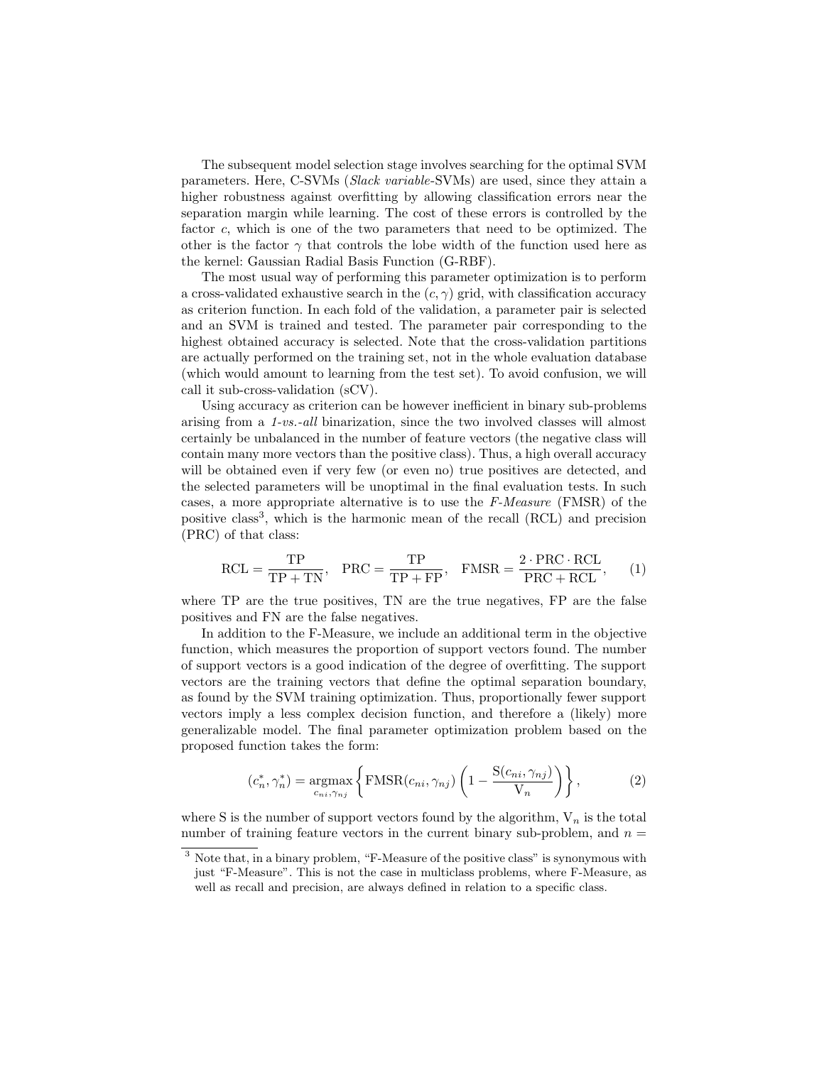The subsequent model selection stage involves searching for the optimal SVM parameters. Here, C-SVMs (*Slack variable*-SVMs) are used, since they attain a higher robustness against overfitting by allowing classification errors near the separation margin while learning. The cost of these errors is controlled by the factor $c$, which is one of the two parameters that need to be optimized. The other is the factor $\gamma$ that controls the lobe width of the function used here as the kernel: Gaussian Radial Basis Function (G-RBF).

The most usual way of performing this parameter optimization is to perform a cross-validated exhaustive search in the $(c, \gamma)$ grid, with classification accuracy as criterion function. In each fold of the validation, a parameter pair is selected and an SVM is trained and tested. The parameter pair corresponding to the highest obtained accuracy is selected. Note that the cross-validation partitions are actually performed on the training set, not in the whole evaluation database (which would amount to learning from the test set). To avoid confusion, we will call it sub-cross-validation (sCV).

Using accuracy as criterion can be however inefficient in binary sub-problems arising from a *1-vs.-all* binarization, since the two involved classes will almost certainly be unbalanced in the number of feature vectors (the negative class will contain many more vectors than the positive class). Thus, a high overall accuracy will be obtained even if very few (or even no) true positives are detected, and the selected parameters will be unoptimal in the final evaluation tests. In such cases, a more appropriate alternative is to use the *F-Measure* (FMSR) of the positive class[3], which is the harmonic mean of the recall (RCL) and precision (PRC) of that class:

$$\mathrm{RCL} = \frac{\mathrm{TP}}{\mathrm{TP} + \mathrm{TN}}, \quad \mathrm{PRC} = \frac{\mathrm{TP}}{\mathrm{TP} + \mathrm{FP}}, \quad \mathrm{FMSR} = \frac{2 \cdot \mathrm{PRC} \cdot \mathrm{RCL}}{\mathrm{PRC} + \mathrm{RCL}}, \qquad (1)$$

where TP are the true positives, TN are the true negatives, FP are the false positives and FN are the false negatives.

In addition to the F-Measure, we include an additional term in the objective function, which measures the proportion of support vectors found. The number of support vectors is a good indication of the degree of overfitting. The support vectors are the training vectors that define the optimal separation boundary, as found by the SVM training optimization. Thus, proportionally fewer support vectors imply a less complex decision function, and therefore a (likely) more generalizable model. The final parameter optimization problem based on the proposed function takes the form:

$$(c_n^*, \gamma_n^*) = \underset{c_{ni}, \gamma_{nj}}{\operatorname{argmax}} \left\{ \mathrm{FMSR}(c_{ni}, \gamma_{nj}) \left( 1 - \frac{\mathrm{S}(c_{ni}, \gamma_{nj})}{\mathrm{V}_n} \right) \right\}, \qquad (2)$$

where S is the number of support vectors found by the algorithm, $\mathrm{V}_n$ is the total number of training feature vectors in the current binary sub-problem, and $n =$

[3] Note that, in a binary problem, "F-Measure of the positive class" is synonymous with just "F-Measure". This is not the case in multiclass problems, where F-Measure, as well as recall and precision, are always defined in relation to a specific class.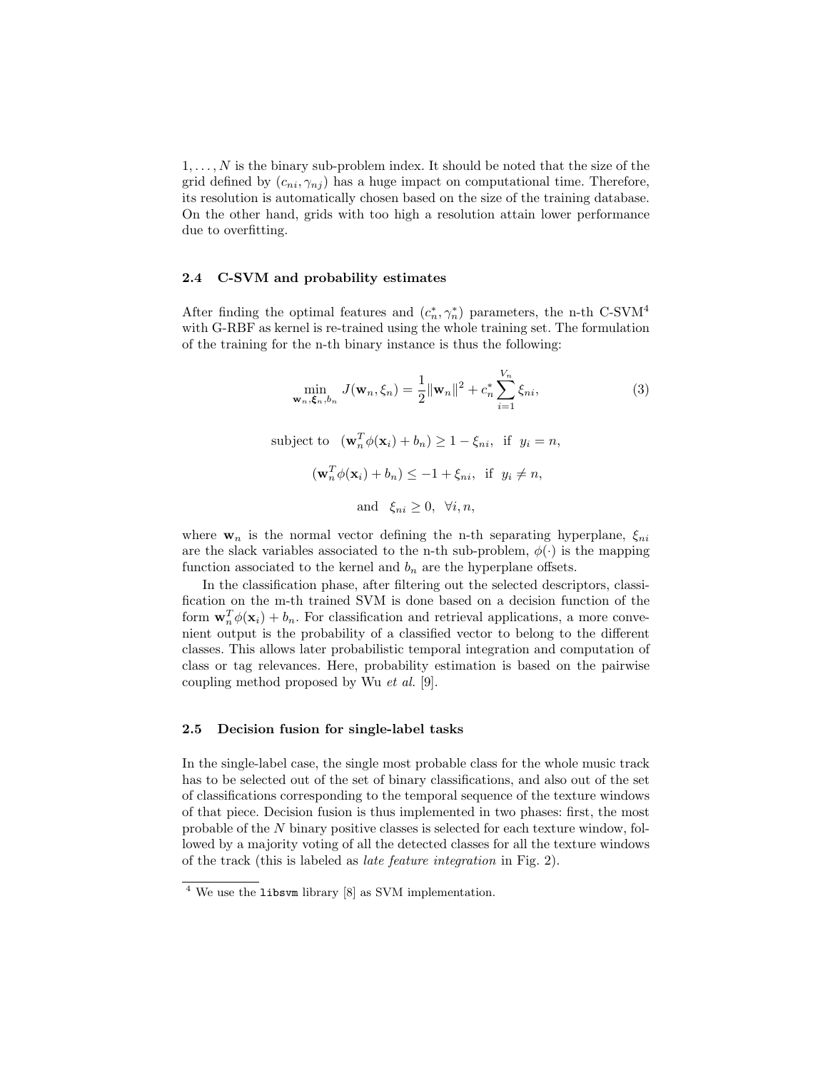$1, \ldots, N$ is the binary sub-problem index. It should be noted that the size of the grid defined by $(c_{ni}, \gamma_{nj})$ has a huge impact on computational time. Therefore, its resolution is automatically chosen based on the size of the training database. On the other hand, grids with too high a resolution attain lower performance due to overfitting.

### 2.4 C-SVM and probability estimates

After finding the optimal features and $(c_n^*, \gamma_n^*)$ parameters, the n-th C-SVM[4] with G-RBF as kernel is re-trained using the whole training set. The formulation of the training for the n-th binary instance is thus the following:

$$\min_{\mathbf{w}_n, \boldsymbol{\xi}_n, b_n} J(\mathbf{w}_n, \xi_n) = \frac{1}{2}\|\mathbf{w}_n\|^2 + c_n^* \sum_{i=1}^{V_n} \xi_{ni}, \tag{3}$$

$$\text{subject to} \quad (\mathbf{w}_n^T \phi(\mathbf{x}_i) + b_n) \geq 1 - \xi_{ni}, \;\; \text{if} \;\; y_i = n,$$

$$(\mathbf{w}_n^T \phi(\mathbf{x}_i) + b_n) \leq -1 + \xi_{ni}, \;\; \text{if} \;\; y_i \neq n,$$

$$\text{and} \quad \xi_{ni} \geq 0, \;\; \forall i, n,$$

where $\mathbf{w}_n$ is the normal vector defining the n-th separating hyperplane, $\xi_{ni}$ are the slack variables associated to the n-th sub-problem, $\phi(\cdot)$ is the mapping function associated to the kernel and $b_n$ are the hyperplane offsets.

In the classification phase, after filtering out the selected descriptors, classification on the m-th trained SVM is done based on a decision function of the form $\mathbf{w}_n^T \phi(\mathbf{x}_i) + b_n$. For classification and retrieval applications, a more convenient output is the probability of a classified vector to belong to the different classes. This allows later probabilistic temporal integration and computation of class or tag relevances. Here, probability estimation is based on the pairwise coupling method proposed by Wu *et al.* [9].

### 2.5 Decision fusion for single-label tasks

In the single-label case, the single most probable class for the whole music track has to be selected out of the set of binary classifications, and also out of the set of classifications corresponding to the temporal sequence of the texture windows of that piece. Decision fusion is thus implemented in two phases: first, the most probable of the $N$ binary positive classes is selected for each texture window, followed by a majority voting of all the detected classes for all the texture windows of the track (this is labeled as *late feature integration* in Fig. 2).

---

[4] We use the `libsvm` library [8] as SVM implementation.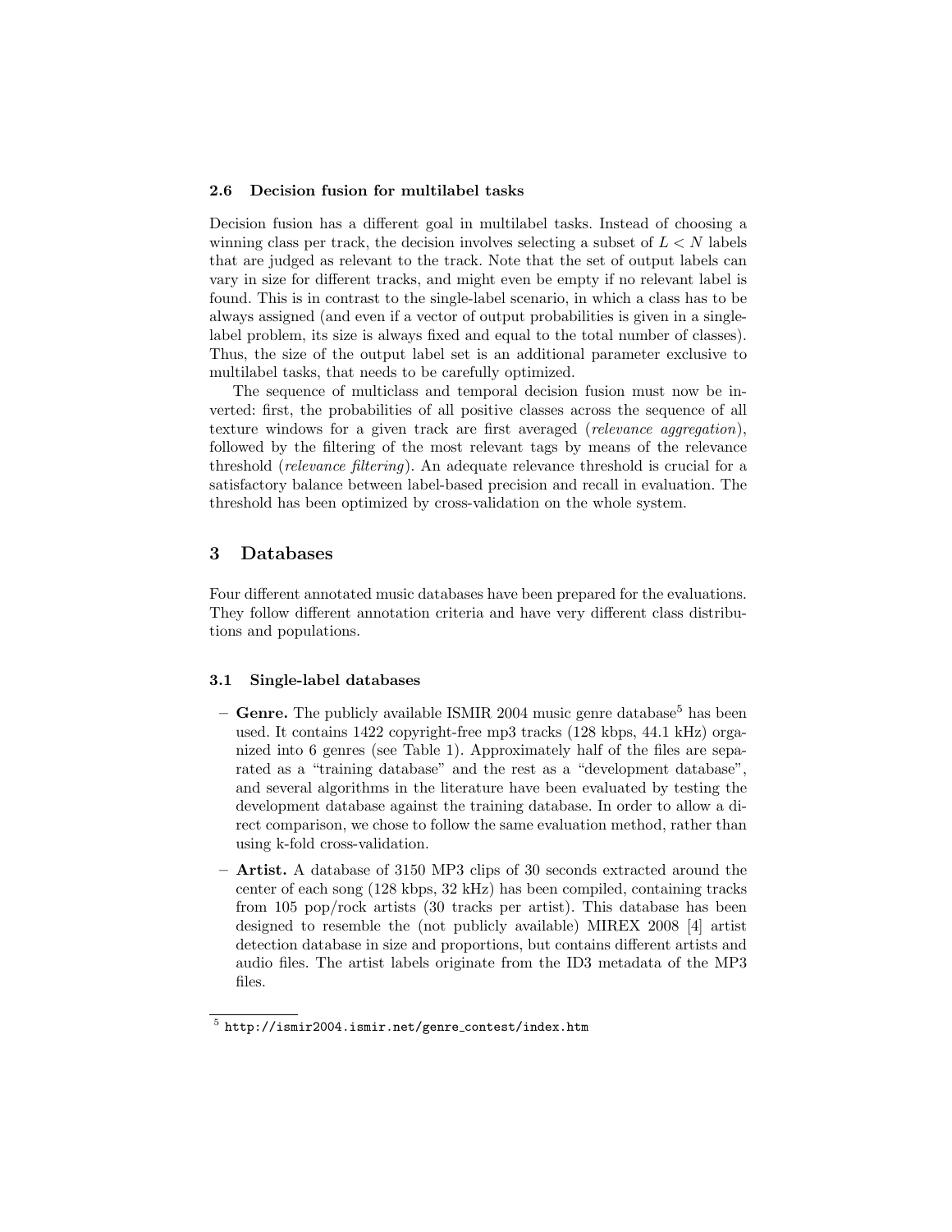### 2.6 Decision fusion for multilabel tasks

Decision fusion has a different goal in multilabel tasks. Instead of choosing a winning class per track, the decision involves selecting a subset of $L < N$ labels that are judged as relevant to the track. Note that the set of output labels can vary in size for different tracks, and might even be empty if no relevant label is found. This is in contrast to the single-label scenario, in which a class has to be always assigned (and even if a vector of output probabilities is given in a single-label problem, its size is always fixed and equal to the total number of classes). Thus, the size of the output label set is an additional parameter exclusive to multilabel tasks, that needs to be carefully optimized.

The sequence of multiclass and temporal decision fusion must now be inverted: first, the probabilities of all positive classes across the sequence of all texture windows for a given track are first averaged (*relevance aggregation*), followed by the filtering of the most relevant tags by means of the relevance threshold (*relevance filtering*). An adequate relevance threshold is crucial for a satisfactory balance between label-based precision and recall in evaluation. The threshold has been optimized by cross-validation on the whole system.

## 3 Databases

Four different annotated music databases have been prepared for the evaluations. They follow different annotation criteria and have very different class distributions and populations.

### 3.1 Single-label databases

- **Genre.** The publicly available ISMIR 2004 music genre database[5] has been used. It contains 1422 copyright-free mp3 tracks (128 kbps, 44.1 kHz) organized into 6 genres (see Table 1). Approximately half of the files are separated as a "training database" and the rest as a "development database", and several algorithms in the literature have been evaluated by testing the development database against the training database. In order to allow a direct comparison, we chose to follow the same evaluation method, rather than using k-fold cross-validation.
- **Artist.** A database of 3150 MP3 clips of 30 seconds extracted around the center of each song (128 kbps, 32 kHz) has been compiled, containing tracks from 105 pop/rock artists (30 tracks per artist). This database has been designed to resemble the (not publicly available) MIREX 2008 [4] artist detection database in size and proportions, but contains different artists and audio files. The artist labels originate from the ID3 metadata of the MP3 files.

[5] http://ismir2004.ismir.net/genre_contest/index.htm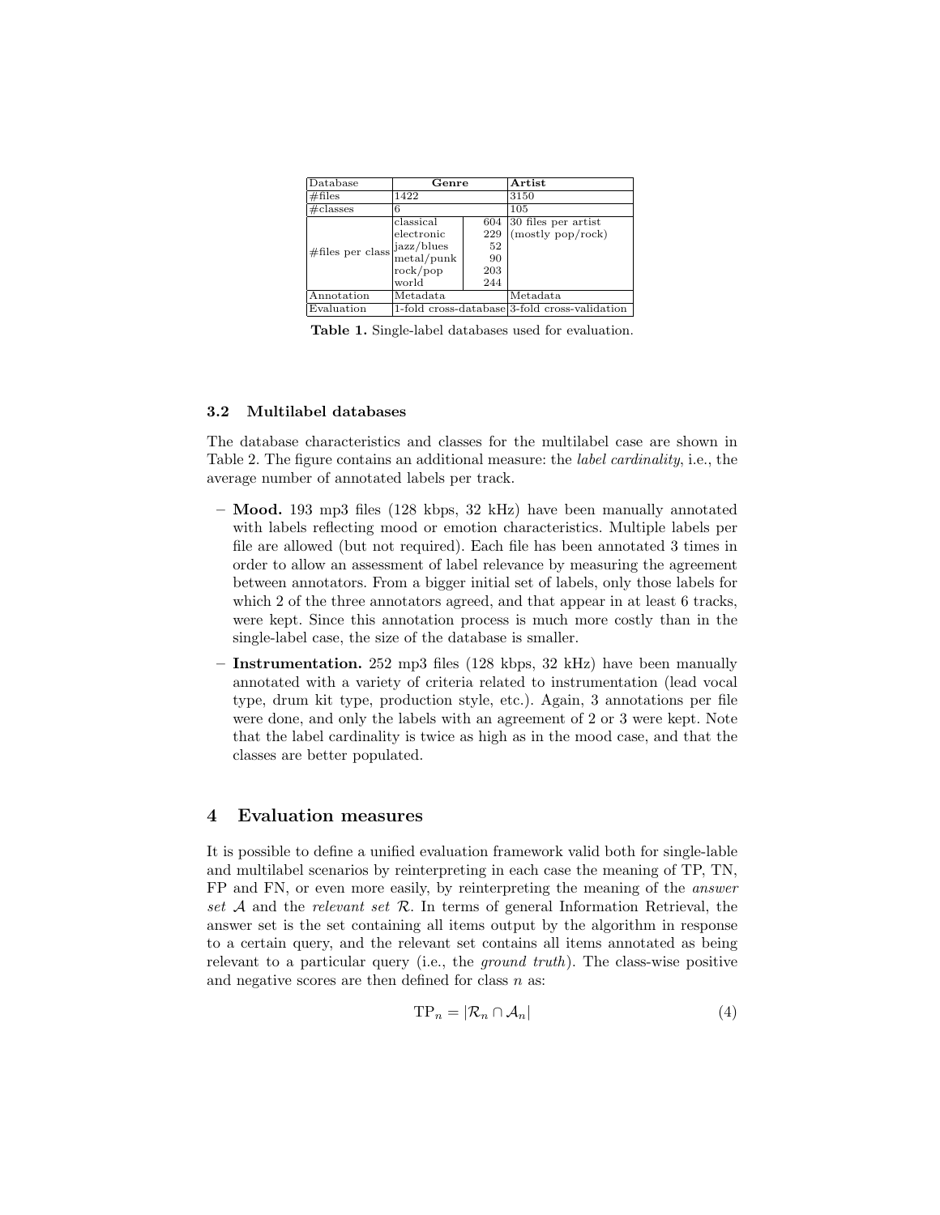| Database | Genre | | Artist |
|---|---|---|---|
| #files | 1422 | | 3150 |
| #classes | 6 | | 105 |
| #files per class | classical | 604 | 30 files per artist (mostly pop/rock) |
| | electronic | 229 | |
| | jazz/blues | 52 | |
| | metal/punk | 90 | |
| | rock/pop | 203 | |
| | world | 244 | |
| Annotation | Metadata | | Metadata |
| Evaluation | 1-fold cross-database | | 3-fold cross-validation |

**Table 1.** Single-label databases used for evaluation.

### 3.2 Multilabel databases

The database characteristics and classes for the multilabel case are shown in Table 2. The figure contains an additional measure: the *label cardinality*, i.e., the average number of annotated labels per track.

- **Mood.** 193 mp3 files (128 kbps, 32 kHz) have been manually annotated with labels reflecting mood or emotion characteristics. Multiple labels per file are allowed (but not required). Each file has been annotated 3 times in order to allow an assessment of label relevance by measuring the agreement between annotators. From a bigger initial set of labels, only those labels for which 2 of the three annotators agreed, and that appear in at least 6 tracks, were kept. Since this annotation process is much more costly than in the single-label case, the size of the database is smaller.
- **Instrumentation.** 252 mp3 files (128 kbps, 32 kHz) have been manually annotated with a variety of criteria related to instrumentation (lead vocal type, drum kit type, production style, etc.). Again, 3 annotations per file were done, and only the labels with an agreement of 2 or 3 were kept. Note that the label cardinality is twice as high as in the mood case, and that the classes are better populated.

## 4 Evaluation measures

It is possible to define a unified evaluation framework valid both for single-lable and multilabel scenarios by reinterpreting in each case the meaning of TP, TN, FP and FN, or even more easily, by reinterpreting the meaning of the *answer set* $\mathcal{A}$ and the *relevant set* $\mathcal{R}$. In terms of general Information Retrieval, the answer set is the set containing all items output by the algorithm in response to a certain query, and the relevant set contains all items annotated as being relevant to a particular query (i.e., the *ground truth*). The class-wise positive and negative scores are then defined for class $n$ as:

$$\text{TP}_n = |\mathcal{R}_n \cap \mathcal{A}_n| \tag{4}$$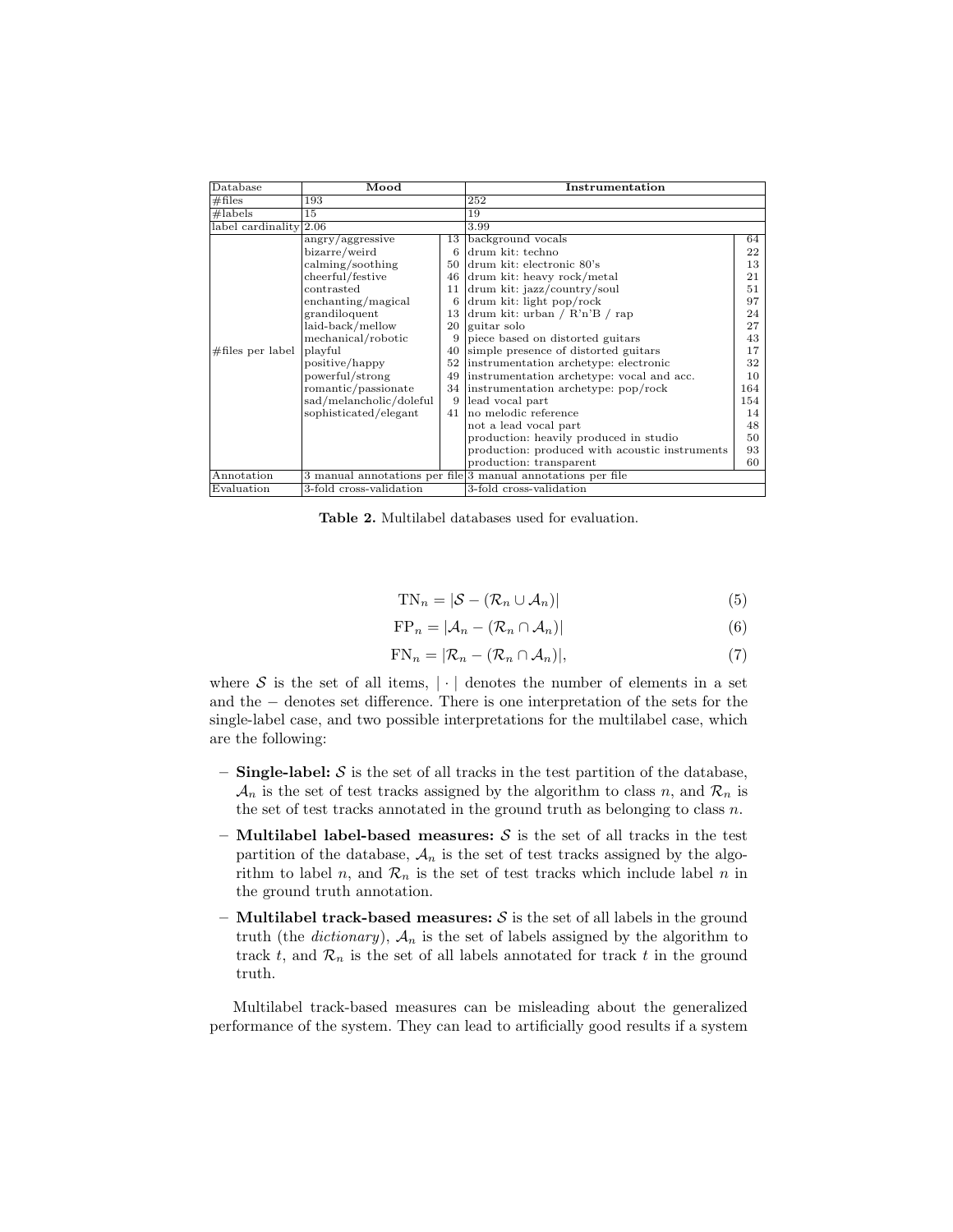| Database | Mood | | Instrumentation | |
|---|---|---|---|---|
| #files | 193 | | 252 | |
| #labels | 15 | | 19 | |
| label cardinality | 2.06 | | 3.99 | |
| #files per label | angry/aggressive | 13 | background vocals | 64 |
| | bizarre/weird | 6 | drum kit: techno | 22 |
| | calming/soothing | 50 | drum kit: electronic 80's | 13 |
| | cheerful/festive | 46 | drum kit: heavy rock/metal | 21 |
| | contrasted | 11 | drum kit: jazz/country/soul | 51 |
| | enchanting/magical | 6 | drum kit: light pop/rock | 97 |
| | grandiloquent | 13 | drum kit: urban / R'n'B / rap | 24 |
| | laid-back/mellow | 20 | guitar solo | 27 |
| | mechanical/robotic | 9 | piece based on distorted guitars | 43 |
| | playful | 40 | simple presence of distorted guitars | 17 |
| | positive/happy | 52 | instrumentation archetype: electronic | 32 |
| | powerful/strong | 49 | instrumentation archetype: vocal and acc. | 10 |
| | romantic/passionate | 34 | instrumentation archetype: pop/rock | 164 |
| | sad/melancholic/doleful | 9 | lead vocal part | 154 |
| | sophisticated/elegant | 41 | no melodic reference | 14 |
| | | | not a lead vocal part | 48 |
| | | | production: heavily produced in studio | 50 |
| | | | production: produced with acoustic instruments | 93 |
| | | | production: transparent | 60 |
| Annotation | 3 manual annotations per file | | 3 manual annotations per file | |
| Evaluation | 3-fold cross-validation | | 3-fold cross-validation | |

**Table 2.** Multilabel databases used for evaluation.

$$\mathrm{TN}_n = |\mathcal{S} - (\mathcal{R}_n \cup \mathcal{A}_n)| \tag{5}$$

$$\mathrm{FP}_n = |\mathcal{A}_n - (\mathcal{R}_n \cap \mathcal{A}_n)| \tag{6}$$

$$\mathrm{FN}_n = |\mathcal{R}_n - (\mathcal{R}_n \cap \mathcal{A}_n)|, \tag{7}$$

where $\mathcal{S}$ is the set of all items, $|\cdot|$ denotes the number of elements in a set and the $-$ denotes set difference. There is one interpretation of the sets for the single-label case, and two possible interpretations for the multilabel case, which are the following:

- **Single-label:** $\mathcal{S}$ is the set of all tracks in the test partition of the database, $\mathcal{A}_n$ is the set of test tracks assigned by the algorithm to class $n$, and $\mathcal{R}_n$ is the set of test tracks annotated in the ground truth as belonging to class $n$.
- **Multilabel label-based measures:** $\mathcal{S}$ is the set of all tracks in the test partition of the database, $\mathcal{A}_n$ is the set of test tracks assigned by the algorithm to label $n$, and $\mathcal{R}_n$ is the set of test tracks which include label $n$ in the ground truth annotation.
- **Multilabel track-based measures:** $\mathcal{S}$ is the set of all labels in the ground truth (the *dictionary*), $\mathcal{A}_n$ is the set of labels assigned by the algorithm to track $t$, and $\mathcal{R}_n$ is the set of all labels annotated for track $t$ in the ground truth.

Multilabel track-based measures can be misleading about the generalized performance of the system. They can lead to artificially good results if a system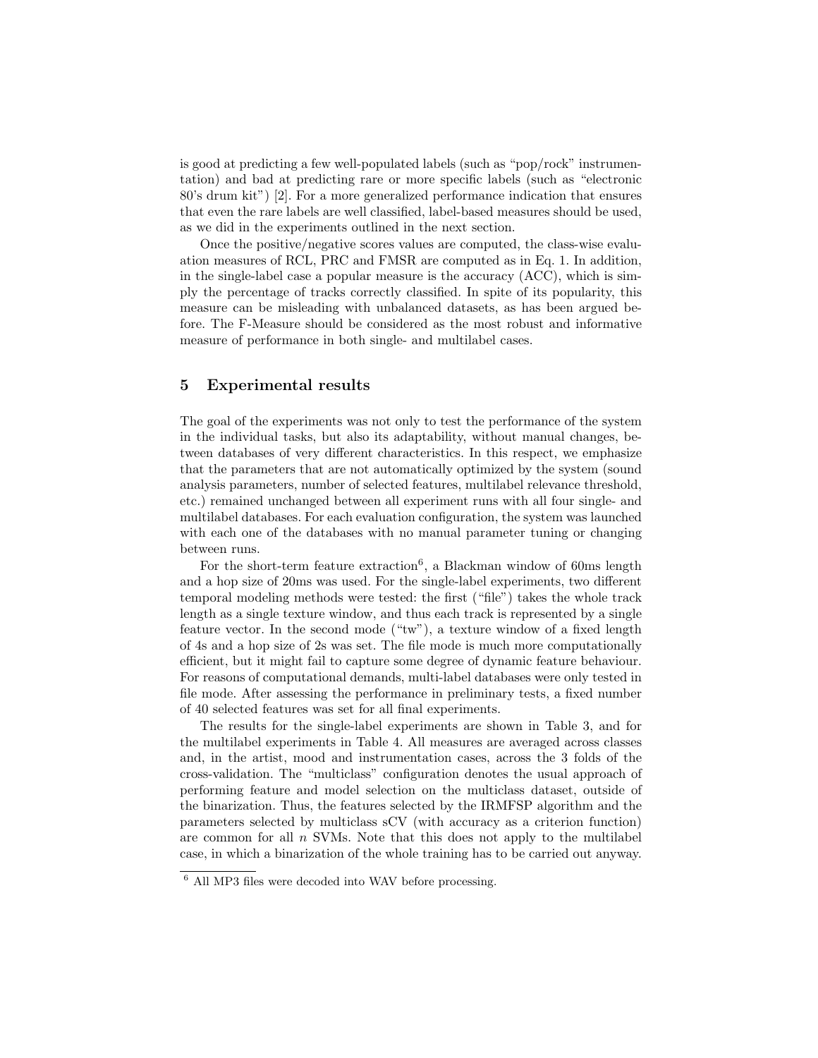is good at predicting a few well-populated labels (such as "pop/rock" instrumentation) and bad at predicting rare or more specific labels (such as "electronic 80's drum kit") [2]. For a more generalized performance indication that ensures that even the rare labels are well classified, label-based measures should be used, as we did in the experiments outlined in the next section.

Once the positive/negative scores values are computed, the class-wise evaluation measures of RCL, PRC and FMSR are computed as in Eq. 1. In addition, in the single-label case a popular measure is the accuracy (ACC), which is simply the percentage of tracks correctly classified. In spite of its popularity, this measure can be misleading with unbalanced datasets, as has been argued before. The F-Measure should be considered as the most robust and informative measure of performance in both single- and multilabel cases.

## 5 Experimental results

The goal of the experiments was not only to test the performance of the system in the individual tasks, but also its adaptability, without manual changes, between databases of very different characteristics. In this respect, we emphasize that the parameters that are not automatically optimized by the system (sound analysis parameters, number of selected features, multilabel relevance threshold, etc.) remained unchanged between all experiment runs with all four single- and multilabel databases. For each evaluation configuration, the system was launched with each one of the databases with no manual parameter tuning or changing between runs.

For the short-term feature extraction[6], a Blackman window of 60ms length and a hop size of 20ms was used. For the single-label experiments, two different temporal modeling methods were tested: the first ("file") takes the whole track length as a single texture window, and thus each track is represented by a single feature vector. In the second mode ("tw"), a texture window of a fixed length of 4s and a hop size of 2s was set. The file mode is much more computationally efficient, but it might fail to capture some degree of dynamic feature behaviour. For reasons of computational demands, multi-label databases were only tested in file mode. After assessing the performance in preliminary tests, a fixed number of 40 selected features was set for all final experiments.

The results for the single-label experiments are shown in Table 3, and for the multilabel experiments in Table 4. All measures are averaged across classes and, in the artist, mood and instrumentation cases, across the 3 folds of the cross-validation. The "multiclass" configuration denotes the usual approach of performing feature and model selection on the multiclass dataset, outside of the binarization. Thus, the features selected by the IRMFSP algorithm and the parameters selected by multiclass sCV (with accuracy as a criterion function) are common for all $n$ SVMs. Note that this does not apply to the multilabel case, in which a binarization of the whole training has to be carried out anyway.

[6] All MP3 files were decoded into WAV before processing.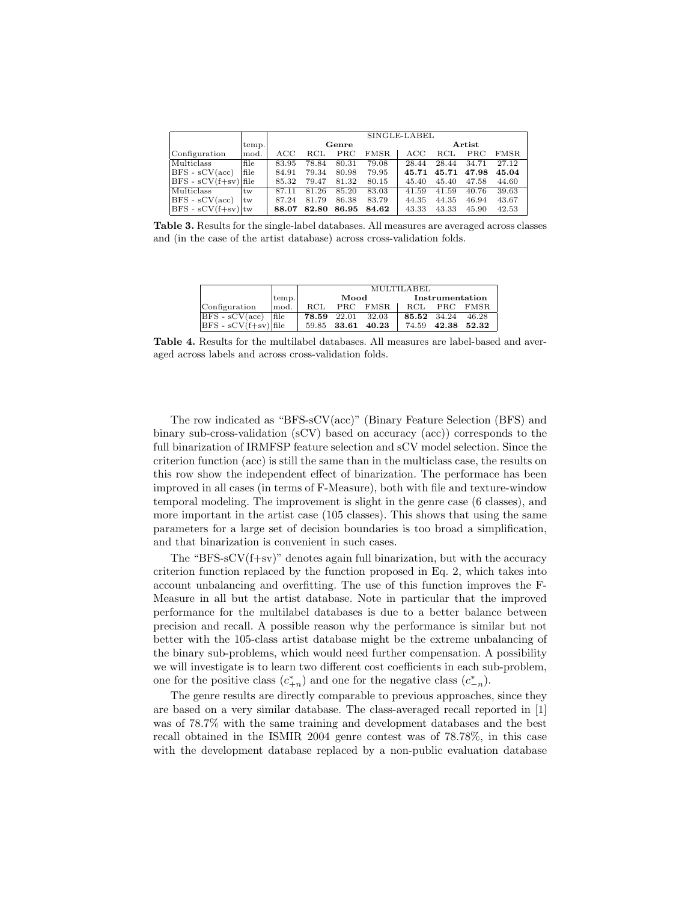| Configuration | temp. mod. | SINGLE-LABEL | | | | | | | |
|---|---|---|---|---|---|---|---|---|---|
| | | **Genre** | | | | **Artist** | | | |
| | | ACC | RCL | PRC | FMSR | ACC | RCL | PRC | FMSR |
| Multiclass | file | 83.95 | 78.84 | 80.31 | 79.08 | 28.44 | 28.44 | 34.71 | 27.12 |
| BFS - sCV(acc) | file | 84.91 | 79.34 | 80.98 | 79.95 | **45.71** | **45.71** | **47.98** | **45.04** |
| BFS - sCV(f+sv) | file | 85.32 | 79.47 | 81.32 | 80.15 | 45.40 | 45.40 | 47.58 | 44.60 |
| Multiclass | tw | 87.11 | 81.26 | 85.20 | 83.03 | 41.59 | 41.59 | 40.76 | 39.63 |
| BFS - sCV(acc) | tw | 87.24 | 81.79 | 86.38 | 83.79 | 44.35 | 44.35 | 46.94 | 43.67 |
| BFS - sCV(f+sv) | tw | **88.07** | **82.80** | **86.95** | **84.62** | 43.33 | 43.33 | 45.90 | 42.53 |

**Table 3.** Results for the single-label databases. All measures are averaged across classes and (in the case of the artist database) across cross-validation folds.

| Configuration | temp. mod. | MULTILABEL | | | | | |
|---|---|---|---|---|---|---|---|
| | | **Mood** | | | **Instrumentation** | | |
| | | RCL | PRC | FMSR | RCL | PRC | FMSR |
| BFS - sCV(acc) | file | **78.59** | 22.01 | 32.03 | **85.52** | 34.24 | 46.28 |
| BFS - sCV(f+sv) | file | 59.85 | **33.61** | **40.23** | 74.59 | **42.38** | **52.32** |

**Table 4.** Results for the multilabel databases. All measures are label-based and averaged across labels and across cross-validation folds.

The row indicated as "BFS-sCV(acc)" (Binary Feature Selection (BFS) and binary sub-cross-validation (sCV) based on accuracy (acc)) corresponds to the full binarization of IRMFSP feature selection and sCV model selection. Since the criterion function (acc) is still the same than in the multiclass case, the results on this row show the independent effect of binarization. The performace has been improved in all cases (in terms of F-Measure), both with file and texture-window temporal modeling. The improvement is slight in the genre case (6 classes), and more important in the artist case (105 classes). This shows that using the same parameters for a large set of decision boundaries is too broad a simplification, and that binarization is convenient in such cases.

The "BFS-sCV(f+sv)" denotes again full binarization, but with the accuracy criterion function replaced by the function proposed in Eq. 2, which takes into account unbalancing and overfitting. The use of this function improves the F-Measure in all but the artist database. Note in particular that the improved performance for the multilabel databases is due to a better balance between precision and recall. A possible reason why the performance is similar but not better with the 105-class artist database might be the extreme unbalancing of the binary sub-problems, which would need further compensation. A possibility we will investigate is to learn two different cost coefficients in each sub-problem, one for the positive class ($c^*_{+n}$) and one for the negative class ($c^*_{-n}$).

The genre results are directly comparable to previous approaches, since they are based on a very similar database. The class-averaged recall reported in [1] was of 78.7% with the same training and development databases and the best recall obtained in the ISMIR 2004 genre contest was of 78.78%, in this case with the development database replaced by a non-public evaluation database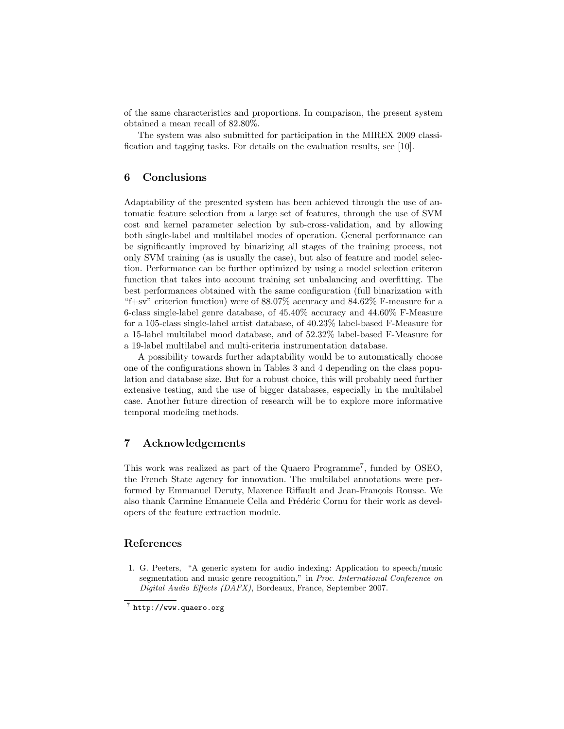of the same characteristics and proportions. In comparison, the present system obtained a mean recall of 82.80%.

The system was also submitted for participation in the MIREX 2009 classification and tagging tasks. For details on the evaluation results, see [10].

## 6 Conclusions

Adaptability of the presented system has been achieved through the use of automatic feature selection from a large set of features, through the use of SVM cost and kernel parameter selection by sub-cross-validation, and by allowing both single-label and multilabel modes of operation. General performance can be significantly improved by binarizing all stages of the training process, not only SVM training (as is usually the case), but also of feature and model selection. Performance can be further optimized by using a model selection criteron function that takes into account training set unbalancing and overfitting. The best performances obtained with the same configuration (full binarization with "f+sv" criterion function) were of 88.07% accuracy and 84.62% F-measure for a 6-class single-label genre database, of 45.40% accuracy and 44.60% F-Measure for a 105-class single-label artist database, of 40.23% label-based F-Measure for a 15-label multilabel mood database, and of 52.32% label-based F-Measure for a 19-label multilabel and multi-criteria instrumentation database.

A possibility towards further adaptability would be to automatically choose one of the configurations shown in Tables 3 and 4 depending on the class population and database size. But for a robust choice, this will probably need further extensive testing, and the use of bigger databases, especially in the multilabel case. Another future direction of research will be to explore more informative temporal modeling methods.

## 7 Acknowledgements

This work was realized as part of the Quaero Programme[7], funded by OSEO, the French State agency for innovation. The multilabel annotations were performed by Emmanuel Deruty, Maxence Riffault and Jean-François Rousse. We also thank Carmine Emanuele Cella and Frédéric Cornu for their work as developers of the feature extraction module.

## References

1. G. Peeters, "A generic system for audio indexing: Application to speech/music segmentation and music genre recognition," in *Proc. International Conference on Digital Audio Effects (DAFX)*, Bordeaux, France, September 2007.

[7] `http://www.quaero.org`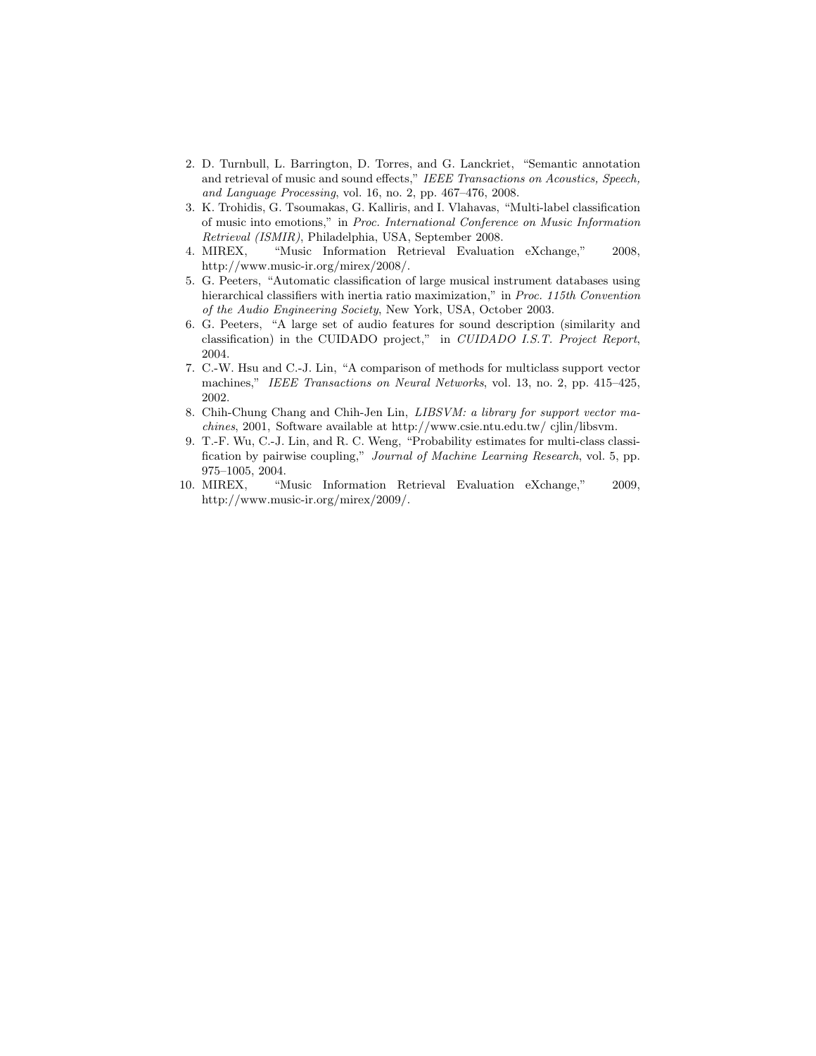2. D. Turnbull, L. Barrington, D. Torres, and G. Lanckriet, "Semantic annotation and retrieval of music and sound effects," *IEEE Transactions on Acoustics, Speech, and Language Processing*, vol. 16, no. 2, pp. 467–476, 2008.
3. K. Trohidis, G. Tsoumakas, G. Kalliris, and I. Vlahavas, "Multi-label classification of music into emotions," in *Proc. International Conference on Music Information Retrieval (ISMIR)*, Philadelphia, USA, September 2008.
4. MIREX, "Music Information Retrieval Evaluation eXchange," 2008, http://www.music-ir.org/mirex/2008/.
5. G. Peeters, "Automatic classification of large musical instrument databases using hierarchical classifiers with inertia ratio maximization," in *Proc. 115th Convention of the Audio Engineering Society*, New York, USA, October 2003.
6. G. Peeters, "A large set of audio features for sound description (similarity and classification) in the CUIDADO project," in *CUIDADO I.S.T. Project Report*, 2004.
7. C.-W. Hsu and C.-J. Lin, "A comparison of methods for multiclass support vector machines," *IEEE Transactions on Neural Networks*, vol. 13, no. 2, pp. 415–425, 2002.
8. Chih-Chung Chang and Chih-Jen Lin, *LIBSVM: a library for support vector machines*, 2001, Software available at http://www.csie.ntu.edu.tw/ cjlin/libsvm.
9. T.-F. Wu, C.-J. Lin, and R. C. Weng, "Probability estimates for multi-class classification by pairwise coupling," *Journal of Machine Learning Research*, vol. 5, pp. 975–1005, 2004.
10. MIREX, "Music Information Retrieval Evaluation eXchange," 2009, http://www.music-ir.org/mirex/2009/.